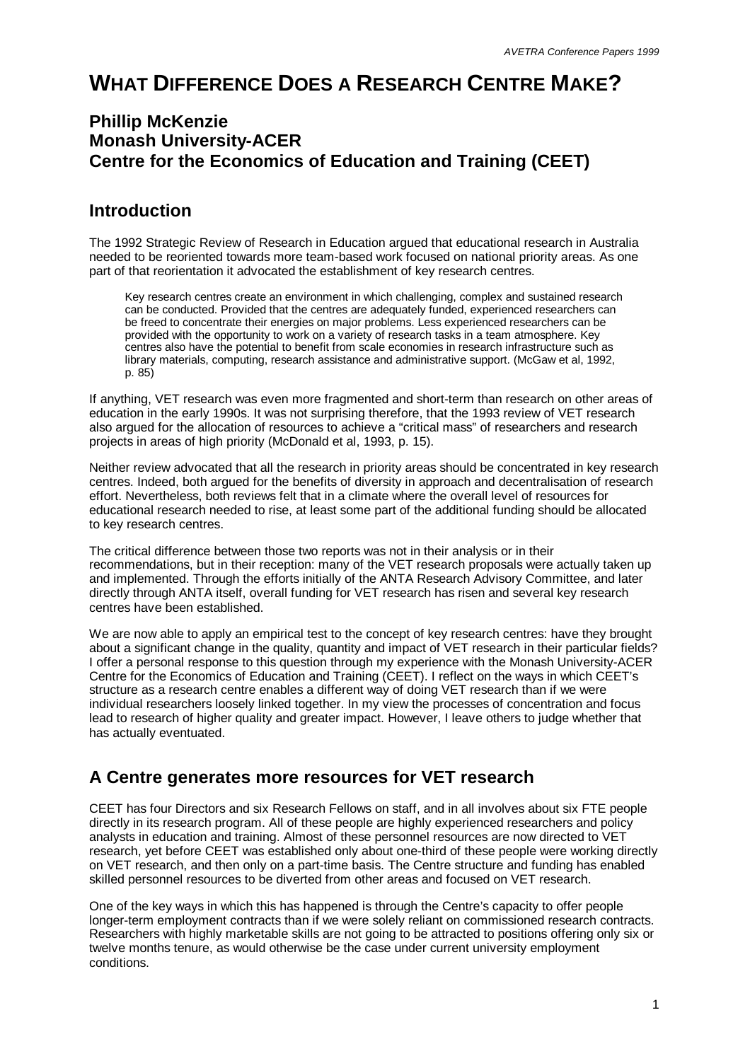# WHAT DIFFERENCE DOES A RESEARCH CENTRE MAKE?

## Phillip McKenzie
## Monash University-ACER
## Centre for the Economics of Education and Training (CEET)

## Introduction

The 1992 Strategic Review of Research in Education argued that educational research in Australia needed to be reoriented towards more team-based work focused on national priority areas. As one part of that reorientation it advocated the establishment of key research centres.

> Key research centres create an environment in which challenging, complex and sustained research can be conducted. Provided that the centres are adequately funded, experienced researchers can be freed to concentrate their energies on major problems. Less experienced researchers can be provided with the opportunity to work on a variety of research tasks in a team atmosphere. Key centres also have the potential to benefit from scale economies in research infrastructure such as library materials, computing, research assistance and administrative support. (McGaw et al, 1992, p. 85)

If anything, VET research was even more fragmented and short-term than research on other areas of education in the early 1990s. It was not surprising therefore, that the 1993 review of VET research also argued for the allocation of resources to achieve a "critical mass" of researchers and research projects in areas of high priority (McDonald et al, 1993, p. 15).

Neither review advocated that all the research in priority areas should be concentrated in key research centres. Indeed, both argued for the benefits of diversity in approach and decentralisation of research effort. Nevertheless, both reviews felt that in a climate where the overall level of resources for educational research needed to rise, at least some part of the additional funding should be allocated to key research centres.

The critical difference between those two reports was not in their analysis or in their recommendations, but in their reception: many of the VET research proposals were actually taken up and implemented. Through the efforts initially of the ANTA Research Advisory Committee, and later directly through ANTA itself, overall funding for VET research has risen and several key research centres have been established.

We are now able to apply an empirical test to the concept of key research centres: have they brought about a significant change in the quality, quantity and impact of VET research in their particular fields? I offer a personal response to this question through my experience with the Monash University-ACER Centre for the Economics of Education and Training (CEET). I reflect on the ways in which CEET's structure as a research centre enables a different way of doing VET research than if we were individual researchers loosely linked together. In my view the processes of concentration and focus lead to research of higher quality and greater impact. However, I leave others to judge whether that has actually eventuated.

## A Centre generates more resources for VET research

CEET has four Directors and six Research Fellows on staff, and in all involves about six FTE people directly in its research program. All of these people are highly experienced researchers and policy analysts in education and training. Almost of these personnel resources are now directed to VET research, yet before CEET was established only about one-third of these people were working directly on VET research, and then only on a part-time basis. The Centre structure and funding has enabled skilled personnel resources to be diverted from other areas and focused on VET research.

One of the key ways in which this has happened is through the Centre's capacity to offer people longer-term employment contracts than if we were solely reliant on commissioned research contracts. Researchers with highly marketable skills are not going to be attracted to positions offering only six or twelve months tenure, as would otherwise be the case under current university employment conditions.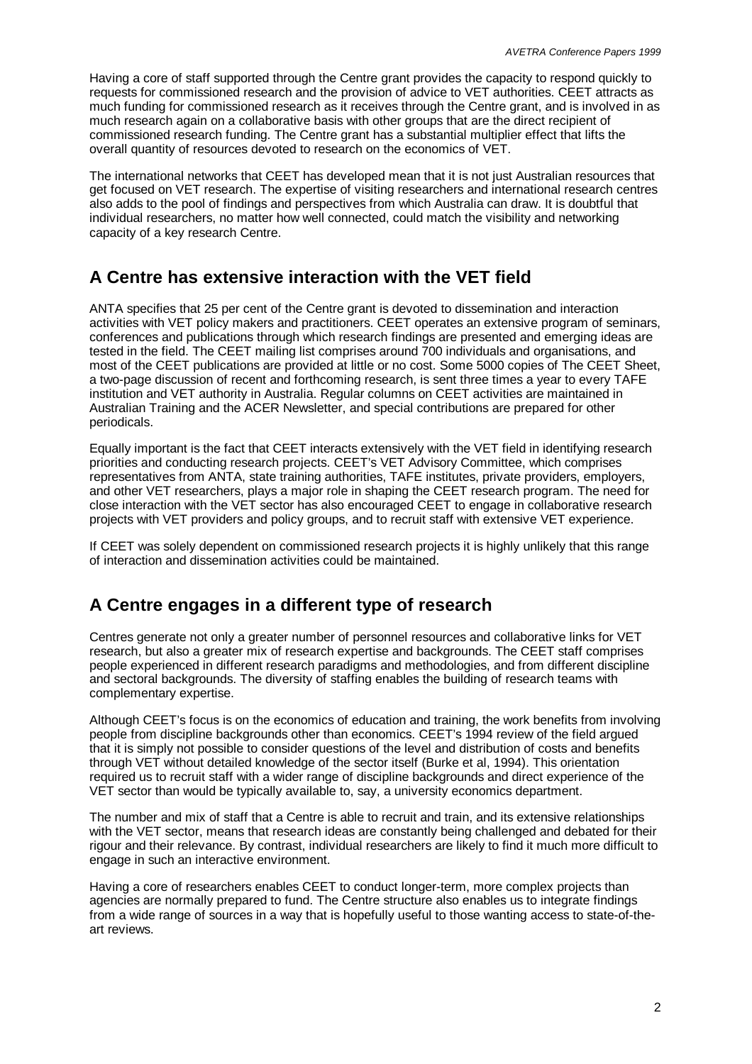Having a core of staff supported through the Centre grant provides the capacity to respond quickly to requests for commissioned research and the provision of advice to VET authorities. CEET attracts as much funding for commissioned research as it receives through the Centre grant, and is involved in as much research again on a collaborative basis with other groups that are the direct recipient of commissioned research funding. The Centre grant has a substantial multiplier effect that lifts the overall quantity of resources devoted to research on the economics of VET.

The international networks that CEET has developed mean that it is not just Australian resources that get focused on VET research. The expertise of visiting researchers and international research centres also adds to the pool of findings and perspectives from which Australia can draw. It is doubtful that individual researchers, no matter how well connected, could match the visibility and networking capacity of a key research Centre.

## A Centre has extensive interaction with the VET field

ANTA specifies that 25 per cent of the Centre grant is devoted to dissemination and interaction activities with VET policy makers and practitioners. CEET operates an extensive program of seminars, conferences and publications through which research findings are presented and emerging ideas are tested in the field. The CEET mailing list comprises around 700 individuals and organisations, and most of the CEET publications are provided at little or no cost. Some 5000 copies of The CEET Sheet, a two-page discussion of recent and forthcoming research, is sent three times a year to every TAFE institution and VET authority in Australia. Regular columns on CEET activities are maintained in Australian Training and the ACER Newsletter, and special contributions are prepared for other periodicals.

Equally important is the fact that CEET interacts extensively with the VET field in identifying research priorities and conducting research projects. CEET's VET Advisory Committee, which comprises representatives from ANTA, state training authorities, TAFE institutes, private providers, employers, and other VET researchers, plays a major role in shaping the CEET research program. The need for close interaction with the VET sector has also encouraged CEET to engage in collaborative research projects with VET providers and policy groups, and to recruit staff with extensive VET experience.

If CEET was solely dependent on commissioned research projects it is highly unlikely that this range of interaction and dissemination activities could be maintained.

## A Centre engages in a different type of research

Centres generate not only a greater number of personnel resources and collaborative links for VET research, but also a greater mix of research expertise and backgrounds. The CEET staff comprises people experienced in different research paradigms and methodologies, and from different discipline and sectoral backgrounds. The diversity of staffing enables the building of research teams with complementary expertise.

Although CEET's focus is on the economics of education and training, the work benefits from involving people from discipline backgrounds other than economics. CEET's 1994 review of the field argued that it is simply not possible to consider questions of the level and distribution of costs and benefits through VET without detailed knowledge of the sector itself (Burke et al, 1994). This orientation required us to recruit staff with a wider range of discipline backgrounds and direct experience of the VET sector than would be typically available to, say, a university economics department.

The number and mix of staff that a Centre is able to recruit and train, and its extensive relationships with the VET sector, means that research ideas are constantly being challenged and debated for their rigour and their relevance. By contrast, individual researchers are likely to find it much more difficult to engage in such an interactive environment.

Having a core of researchers enables CEET to conduct longer-term, more complex projects than agencies are normally prepared to fund. The Centre structure also enables us to integrate findings from a wide range of sources in a way that is hopefully useful to those wanting access to state-of-the-art reviews.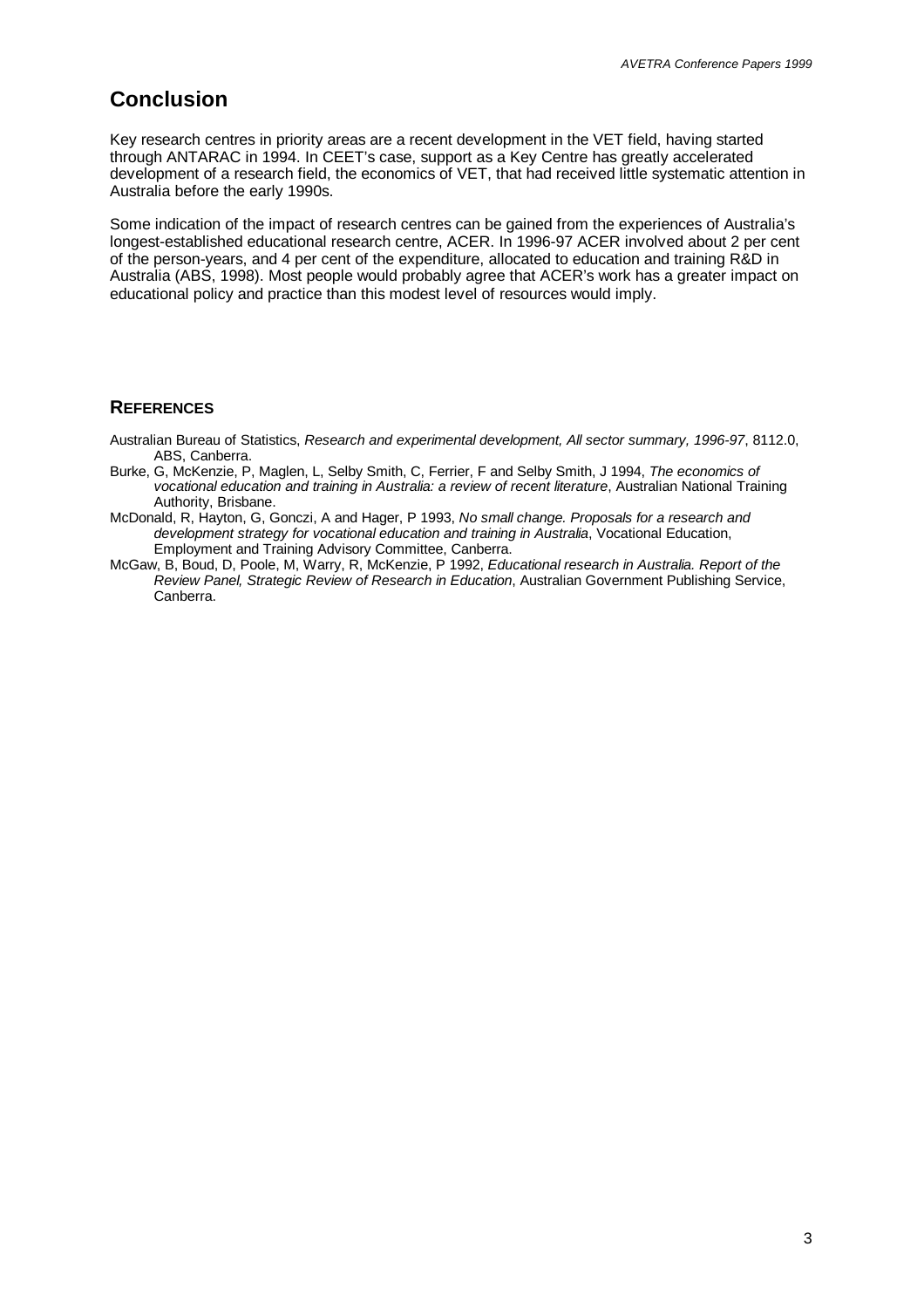## Conclusion

Key research centres in priority areas are a recent development in the VET field, having started through ANTARAC in 1994. In CEET's case, support as a Key Centre has greatly accelerated development of a research field, the economics of VET, that had received little systematic attention in Australia before the early 1990s.

Some indication of the impact of research centres can be gained from the experiences of Australia's longest-established educational research centre, ACER. In 1996-97 ACER involved about 2 per cent of the person-years, and 4 per cent of the expenditure, allocated to education and training R&D in Australia (ABS, 1998). Most people would probably agree that ACER's work has a greater impact on educational policy and practice than this modest level of resources would imply.

### References

Australian Bureau of Statistics, *Research and experimental development, All sector summary, 1996-97*, 8112.0, ABS, Canberra.

Burke, G, McKenzie, P, Maglen, L, Selby Smith, C, Ferrier, F and Selby Smith, J 1994, *The economics of vocational education and training in Australia: a review of recent literature*, Australian National Training Authority, Brisbane.

McDonald, R, Hayton, G, Gonczi, A and Hager, P 1993, *No small change. Proposals for a research and development strategy for vocational education and training in Australia*, Vocational Education, Employment and Training Advisory Committee, Canberra.

McGaw, B, Boud, D, Poole, M, Warry, R, McKenzie, P 1992, *Educational research in Australia. Report of the Review Panel, Strategic Review of Research in Education*, Australian Government Publishing Service, Canberra.